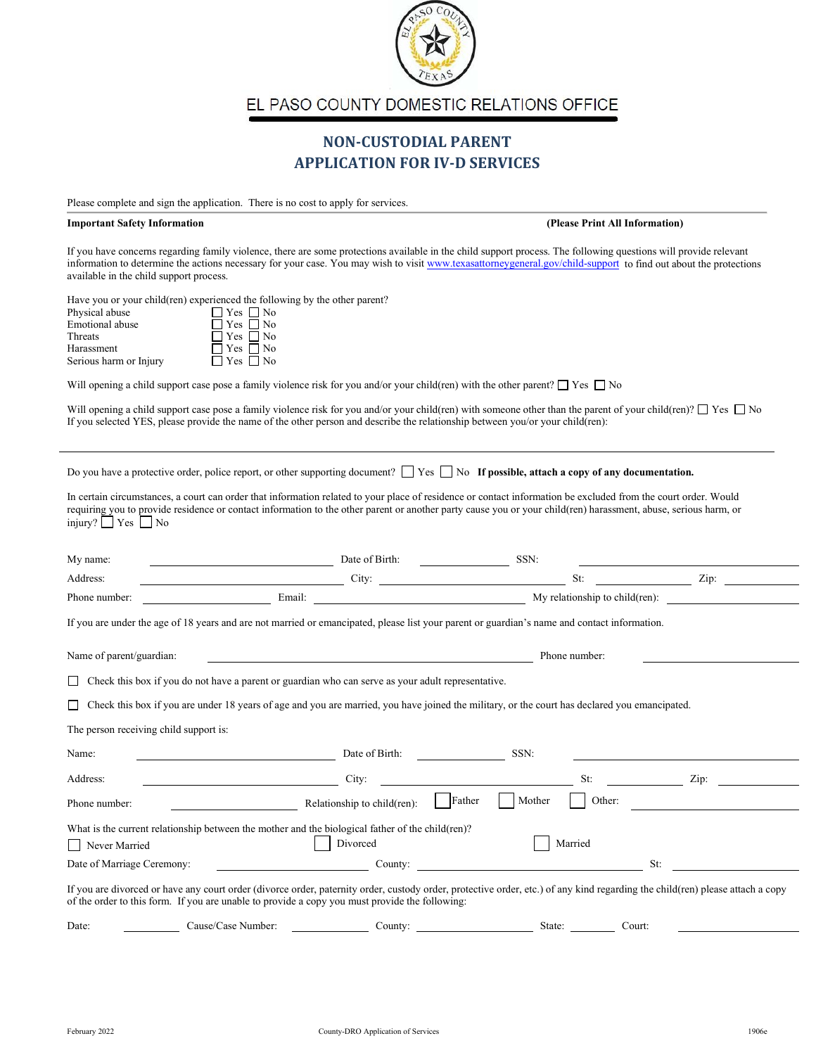# EL PASO COUNTY DOMESTIC RELATIONS OFFICE

## NON-CUSTODIAL PARENT
## APPLICATION FOR IV-D SERVICES

Please complete and sign the application. There is no cost to apply for services.

**Important Safety Information** **(Please Print All Information)**

If you have concerns regarding family violence, there are some protections available in the child support process. The following questions will provide relevant information to determine the actions necessary for your case. You may wish to visit www.texasattorneygeneral.gov/child-support to find out about the protections available in the child support process.

Have you or your child(ren) experienced the following by the other parent?

| | |
|---|---|
| Physical abuse | ☐ Yes ☐ No |
| Emotional abuse | ☐ Yes ☐ No |
| Threats | ☐ Yes ☐ No |
| Harassment | ☐ Yes ☐ No |
| Serious harm or Injury | ☐ Yes ☐ No |

Will opening a child support case pose a family violence risk for you and/or your child(ren) with the other parent? ☐ Yes ☐ No

Will opening a child support case pose a family violence risk for you and/or your child(ren) with someone other than the parent of your child(ren)? ☐ Yes ☐ No
If you selected YES, please provide the name of the other person and describe the relationship between you/or your child(ren):

---

Do you have a protective order, police report, or other supporting document? ☐ Yes ☐ No **If possible, attach a copy of any documentation.**

In certain circumstances, a court can order that information related to your place of residence or contact information be excluded from the court order. Would requiring you to provide residence or contact information to the other parent or another party cause you or your child(ren) harassment, abuse, serious harm, or injury? ☐ Yes ☐ No

My name: ____________ Date of Birth: ________ SSN: ____________

Address: ____________ City: ____________ St: ________ Zip: ________

Phone number: ____________ Email: ____________ My relationship to child(ren): ____________

If you are under the age of 18 years and are not married or emancipated, please list your parent or guardian's name and contact information.

Name of parent/guardian: ____________ Phone number: ____________

☐ Check this box if you do not have a parent or guardian who can serve as your adult representative.

☐ Check this box if you are under 18 years of age and you are married, you have joined the military, or the court has declared you emancipated.

The person receiving child support is:

Name: ____________ Date of Birth: ________ SSN: ____________

Address: ____________ City: ____________ St: ________ Zip: ________

Phone number: ____________ Relationship to child(ren): ☐ Father ☐ Mother ☐ Other: ____________

What is the current relationship between the mother and the biological father of the child(ren)?

☐ Never Married ☐ Divorced ☐ Married

Date of Marriage Ceremony: ____________ County: ____________ St: ________

If you are divorced or have any court order (divorce order, paternity order, custody order, protective order, etc.) of any kind regarding the child(ren) please attach a copy of the order to this form. If you are unable to provide a copy you must provide the following:

Date: ________ Cause/Case Number: ________ County: ____________ State: ________ Court: ____________

February 2022 County-DRO Application of Services 1906e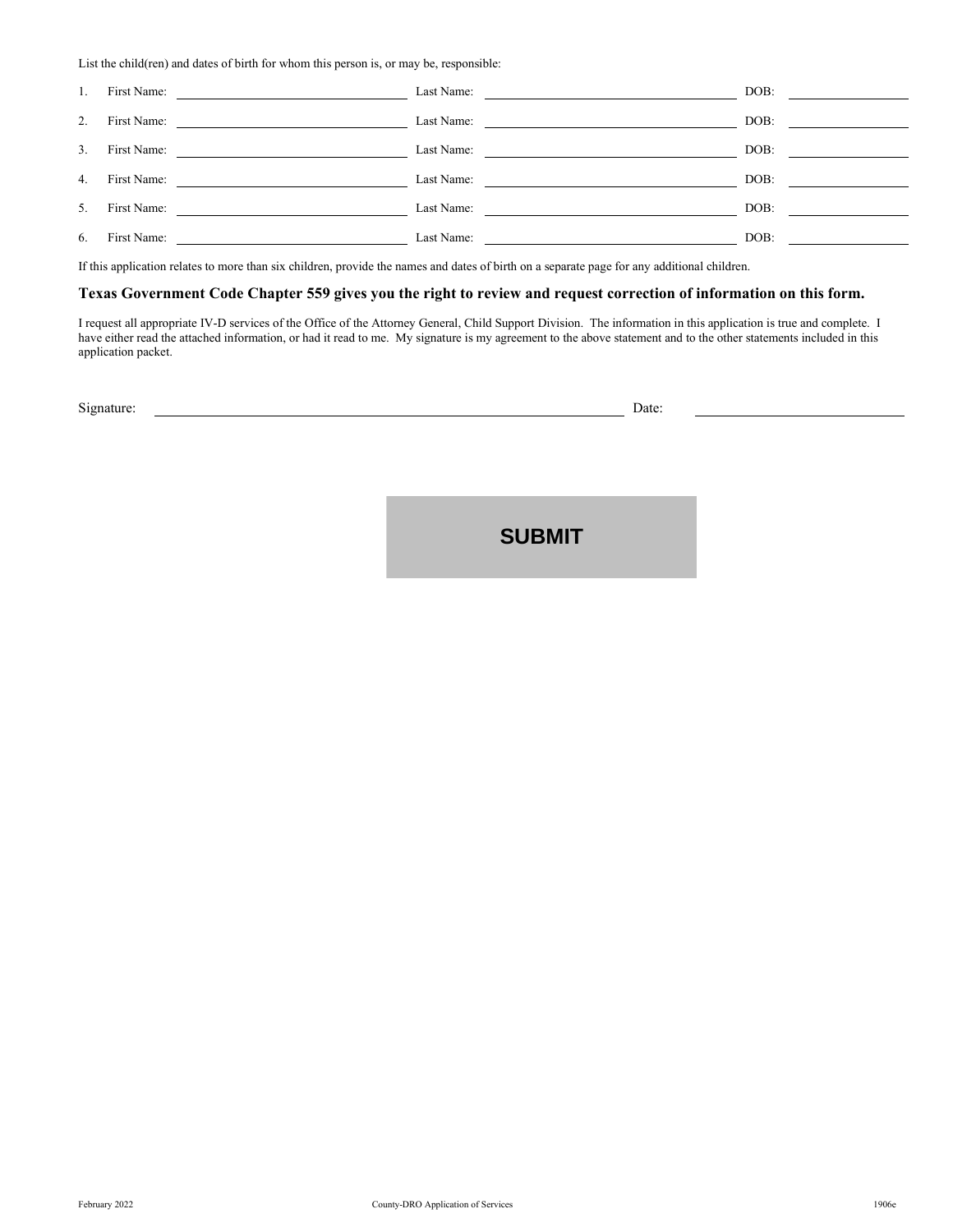List the child(ren) and dates of birth for whom this person is, or may be, responsible:

1. First Name: ____________________ Last Name: ____________________ DOB: __________
2. First Name: ____________________ Last Name: ____________________ DOB: __________
3. First Name: ____________________ Last Name: ____________________ DOB: __________
4. First Name: ____________________ Last Name: ____________________ DOB: __________
5. First Name: ____________________ Last Name: ____________________ DOB: __________
6. First Name: ____________________ Last Name: ____________________ DOB: __________

If this application relates to more than six children, provide the names and dates of birth on a separate page for any additional children.

**Texas Government Code Chapter 559 gives you the right to review and request correction of information on this form.**

I request all appropriate IV-D services of the Office of the Attorney General, Child Support Division. The information in this application is true and complete. I have either read the attached information, or had it read to me. My signature is my agreement to the above statement and to the other statements included in this application packet.

Signature: ________________________________________ Date: ____________________

SUBMIT

February 2022 County-DRO Application of Services 1906e